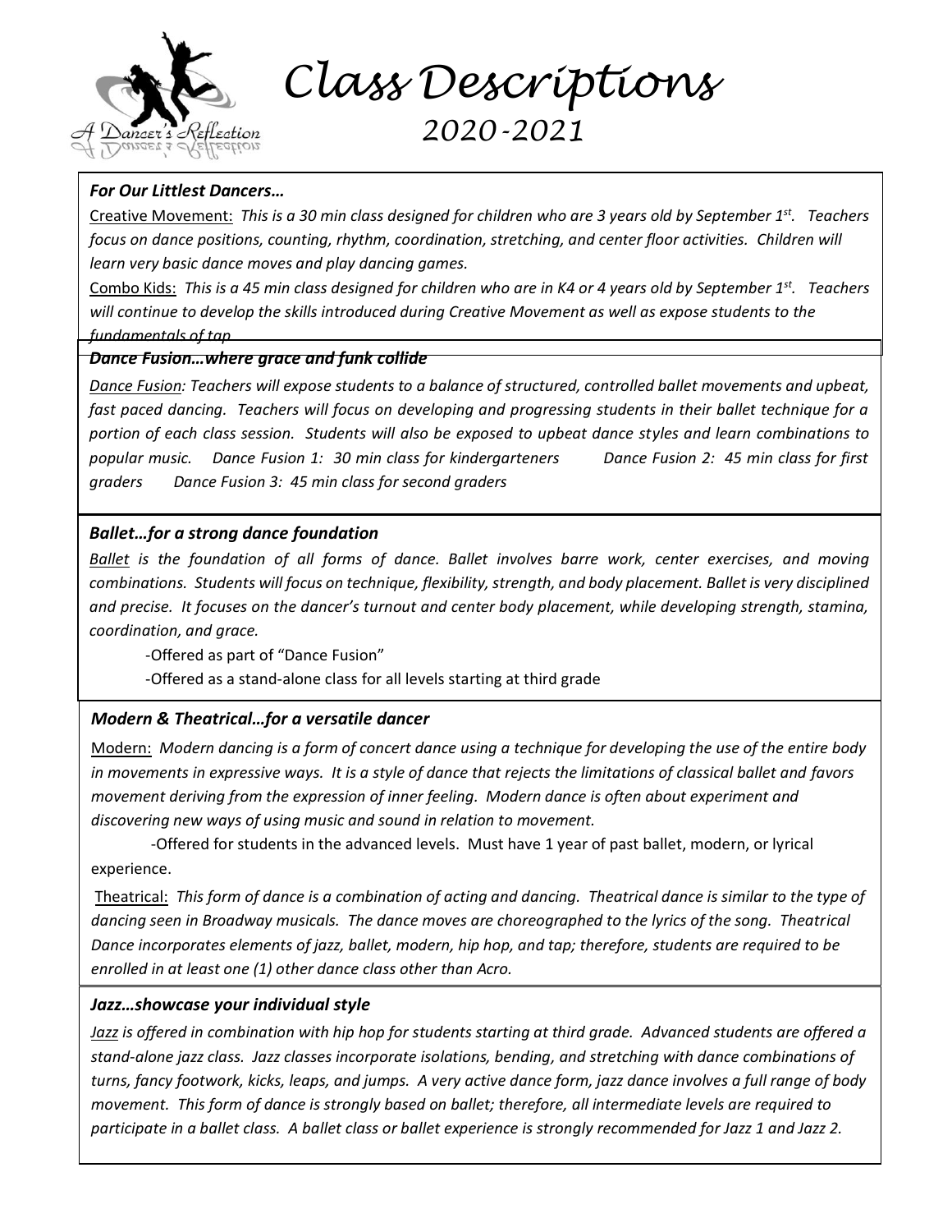# Class Descriptions
## 2020-2021

### *For Our Littlest Dancers…*

Creative Movement: *This is a 30 min class designed for children who are 3 years old by September 1st. Teachers focus on dance positions, counting, rhythm, coordination, stretching, and center floor activities. Children will learn very basic dance moves and play dancing games.*

Combo Kids: *This is a 45 min class designed for children who are in K4 or 4 years old by September 1st. Teachers will continue to develop the skills introduced during Creative Movement as well as expose students to the fundamentals of tap*

### *Dance Fusion…where grace and funk collide*

*Dance Fusion: Teachers will expose students to a balance of structured, controlled ballet movements and upbeat, fast paced dancing. Teachers will focus on developing and progressing students in their ballet technique for a portion of each class session. Students will also be exposed to upbeat dance styles and learn combinations to popular music. Dance Fusion 1: 30 min class for kindergarteners Dance Fusion 2: 45 min class for first graders Dance Fusion 3: 45 min class for second graders*

### *Ballet…for a strong dance foundation*

*Ballet is the foundation of all forms of dance. Ballet involves barre work, center exercises, and moving combinations. Students will focus on technique, flexibility, strength, and body placement. Ballet is very disciplined and precise. It focuses on the dancer's turnout and center body placement, while developing strength, stamina, coordination, and grace.*

- Offered as part of "Dance Fusion"
- Offered as a stand-alone class for all levels starting at third grade

### *Modern & Theatrical…for a versatile dancer*

Modern: *Modern dancing is a form of concert dance using a technique for developing the use of the entire body in movements in expressive ways. It is a style of dance that rejects the limitations of classical ballet and favors movement deriving from the expression of inner feeling. Modern dance is often about experiment and discovering new ways of using music and sound in relation to movement.*

- Offered for students in the advanced levels. Must have 1 year of past ballet, modern, or lyrical experience.

Theatrical: *This form of dance is a combination of acting and dancing. Theatrical dance is similar to the type of dancing seen in Broadway musicals. The dance moves are choreographed to the lyrics of the song. Theatrical Dance incorporates elements of jazz, ballet, modern, hip hop, and tap; therefore, students are required to be enrolled in at least one (1) other dance class other than Acro.*

### *Jazz…showcase your individual style*

*Jazz is offered in combination with hip hop for students starting at third grade. Advanced students are offered a stand-alone jazz class. Jazz classes incorporate isolations, bending, and stretching with dance combinations of turns, fancy footwork, kicks, leaps, and jumps. A very active dance form, jazz dance involves a full range of body movement. This form of dance is strongly based on ballet; therefore, all intermediate levels are required to participate in a ballet class. A ballet class or ballet experience is strongly recommended for Jazz 1 and Jazz 2.*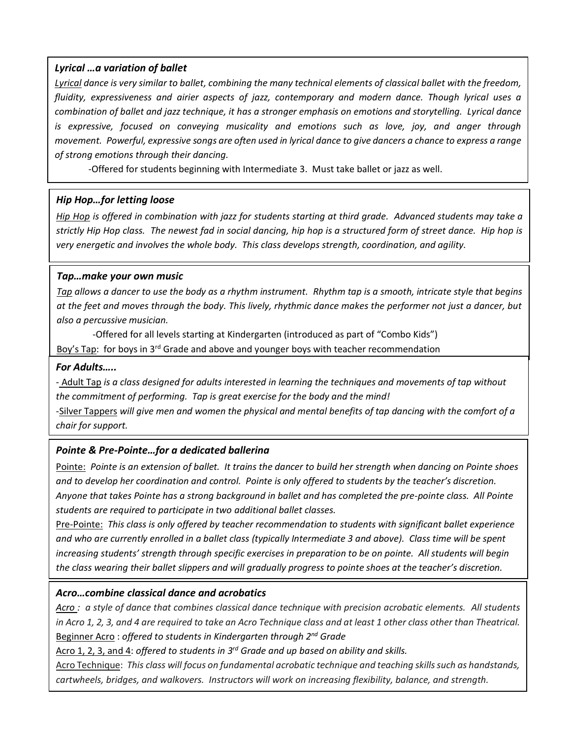### *Lyrical …a variation of ballet*

*Lyrical dance is very similar to ballet, combining the many technical elements of classical ballet with the freedom, fluidity, expressiveness and airier aspects of jazz, contemporary and modern dance. Though lyrical uses a combination of ballet and jazz technique, it has a stronger emphasis on emotions and storytelling. Lyrical dance is expressive, focused on conveying musicality and emotions such as love, joy, and anger through movement. Powerful, expressive songs are often used in lyrical dance to give dancers a chance to express a range of strong emotions through their dancing.*

-Offered for students beginning with Intermediate 3. Must take ballet or jazz as well.

### *Hip Hop…for letting loose*

*Hip Hop is offered in combination with jazz for students starting at third grade. Advanced students may take a strictly Hip Hop class. The newest fad in social dancing, hip hop is a structured form of street dance. Hip hop is very energetic and involves the whole body. This class develops strength, coordination, and agility.*

### *Tap…make your own music*

*Tap allows a dancer to use the body as a rhythm instrument. Rhythm tap is a smooth, intricate style that begins at the feet and moves through the body. This lively, rhythmic dance makes the performer not just a dancer, but also a percussive musician.*

-Offered for all levels starting at Kindergarten (introduced as part of "Combo Kids")

Boy's Tap: for boys in 3rd Grade and above and younger boys with teacher recommendation

### *For Adults…..*

- Adult Tap *is a class designed for adults interested in learning the techniques and movements of tap without the commitment of performing. Tap is great exercise for the body and the mind!*

-Silver Tappers *will give men and women the physical and mental benefits of tap dancing with the comfort of a chair for support.*

### *Pointe & Pre-Pointe…for a dedicated ballerina*

Pointe: *Pointe is an extension of ballet. It trains the dancer to build her strength when dancing on Pointe shoes and to develop her coordination and control. Pointe is only offered to students by the teacher's discretion. Anyone that takes Pointe has a strong background in ballet and has completed the pre-pointe class. All Pointe students are required to participate in two additional ballet classes.*

Pre-Pointe: *This class is only offered by teacher recommendation to students with significant ballet experience and who are currently enrolled in a ballet class (typically Intermediate 3 and above). Class time will be spent increasing students' strength through specific exercises in preparation to be on pointe. All students will begin the class wearing their ballet slippers and will gradually progress to pointe shoes at the teacher's discretion.*

### *Acro…combine classical dance and acrobatics*

*Acro : a style of dance that combines classical dance technique with precision acrobatic elements. All students in Acro 1, 2, 3, and 4 are required to take an Acro Technique class and at least 1 other class other than Theatrical.*

Beginner Acro : *offered to students in Kindergarten through 2nd Grade*

Acro 1, 2, 3, and 4: *offered to students in 3rd Grade and up based on ability and skills.*

Acro Technique: *This class will focus on fundamental acrobatic technique and teaching skills such as handstands, cartwheels, bridges, and walkovers. Instructors will work on increasing flexibility, balance, and strength.*